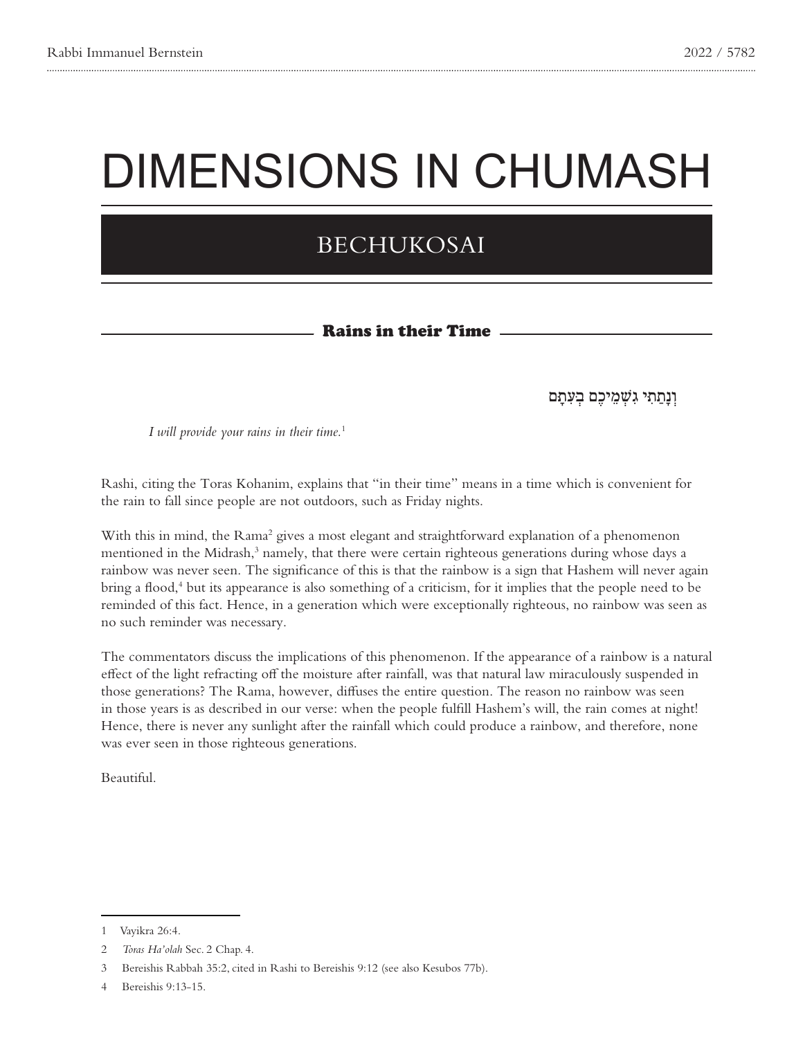# DIMENSIONS IN CHUMASH

## BECHUKOSAI

### Rains in their Time

וְנָתַתִּי גִשְׁמֵיכֶם בְּעִתָּם

*I will provide your rains in their time.*[1]

Rashi, citing the Toras Kohanim, explains that "in their time" means in a time which is convenient for the rain to fall since people are not outdoors, such as Friday nights.

With this in mind, the Rama[2] gives a most elegant and straightforward explanation of a phenomenon mentioned in the Midrash,[3] namely, that there were certain righteous generations during whose days a rainbow was never seen. The significance of this is that the rainbow is a sign that Hashem will never again bring a flood,[4] but its appearance is also something of a criticism, for it implies that the people need to be reminded of this fact. Hence, in a generation which were exceptionally righteous, no rainbow was seen as no such reminder was necessary.

The commentators discuss the implications of this phenomenon. If the appearance of a rainbow is a natural effect of the light refracting off the moisture after rainfall, was that natural law miraculously suspended in those generations? The Rama, however, diffuses the entire question. The reason no rainbow was seen in those years is as described in our verse: when the people fulfill Hashem's will, the rain comes at night! Hence, there is never any sunlight after the rainfall which could produce a rainbow, and therefore, none was ever seen in those righteous generations.

Beautiful.

---

1 Vayikra 26:4.

2 *Toras Ha'olah* Sec. 2 Chap. 4.

3 Bereishis Rabbah 35:2, cited in Rashi to Bereishis 9:12 (see also Kesubos 77b).

4 Bereishis 9:13-15.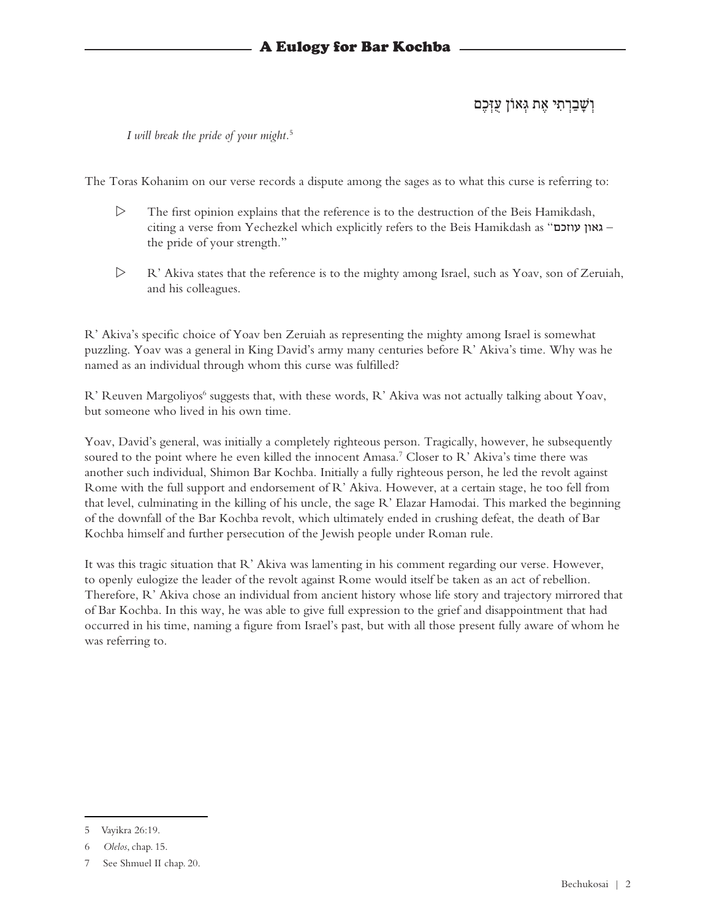וְשָׁבַרְתִּי אֶת גְּאוֹן עֻזְּכֶם

*I will break the pride of your might.*[5]

The Toras Kohanim on our verse records a dispute among the sages as to what this curse is referring to:

- The first opinion explains that the reference is to the destruction of the Beis Hamikdash, citing a verse from Yechezkel which explicitly refers to the Beis Hamikdash as "גאון עוזכם – the pride of your strength."
- R' Akiva states that the reference is to the mighty among Israel, such as Yoav, son of Zeruiah, and his colleagues.

R' Akiva's specific choice of Yoav ben Zeruiah as representing the mighty among Israel is somewhat puzzling. Yoav was a general in King David's army many centuries before R' Akiva's time. Why was he named as an individual through whom this curse was fulfilled?

R' Reuven Margoliyos[6] suggests that, with these words, R' Akiva was not actually talking about Yoav, but someone who lived in his own time.

Yoav, David's general, was initially a completely righteous person. Tragically, however, he subsequently soured to the point where he even killed the innocent Amasa.[7] Closer to R' Akiva's time there was another such individual, Shimon Bar Kochba. Initially a fully righteous person, he led the revolt against Rome with the full support and endorsement of R' Akiva. However, at a certain stage, he too fell from that level, culminating in the killing of his uncle, the sage R' Elazar Hamodai. This marked the beginning of the downfall of the Bar Kochba revolt, which ultimately ended in crushing defeat, the death of Bar Kochba himself and further persecution of the Jewish people under Roman rule.

It was this tragic situation that R' Akiva was lamenting in his comment regarding our verse. However, to openly eulogize the leader of the revolt against Rome would itself be taken as an act of rebellion. Therefore, R' Akiva chose an individual from ancient history whose life story and trajectory mirrored that of Bar Kochba. In this way, he was able to give full expression to the grief and disappointment that had occurred in his time, naming a figure from Israel's past, but with all those present fully aware of whom he was referring to.

---

5 Vayikra 26:19.

6 *Olelos*, chap. 15.

7 See Shmuel II chap. 20.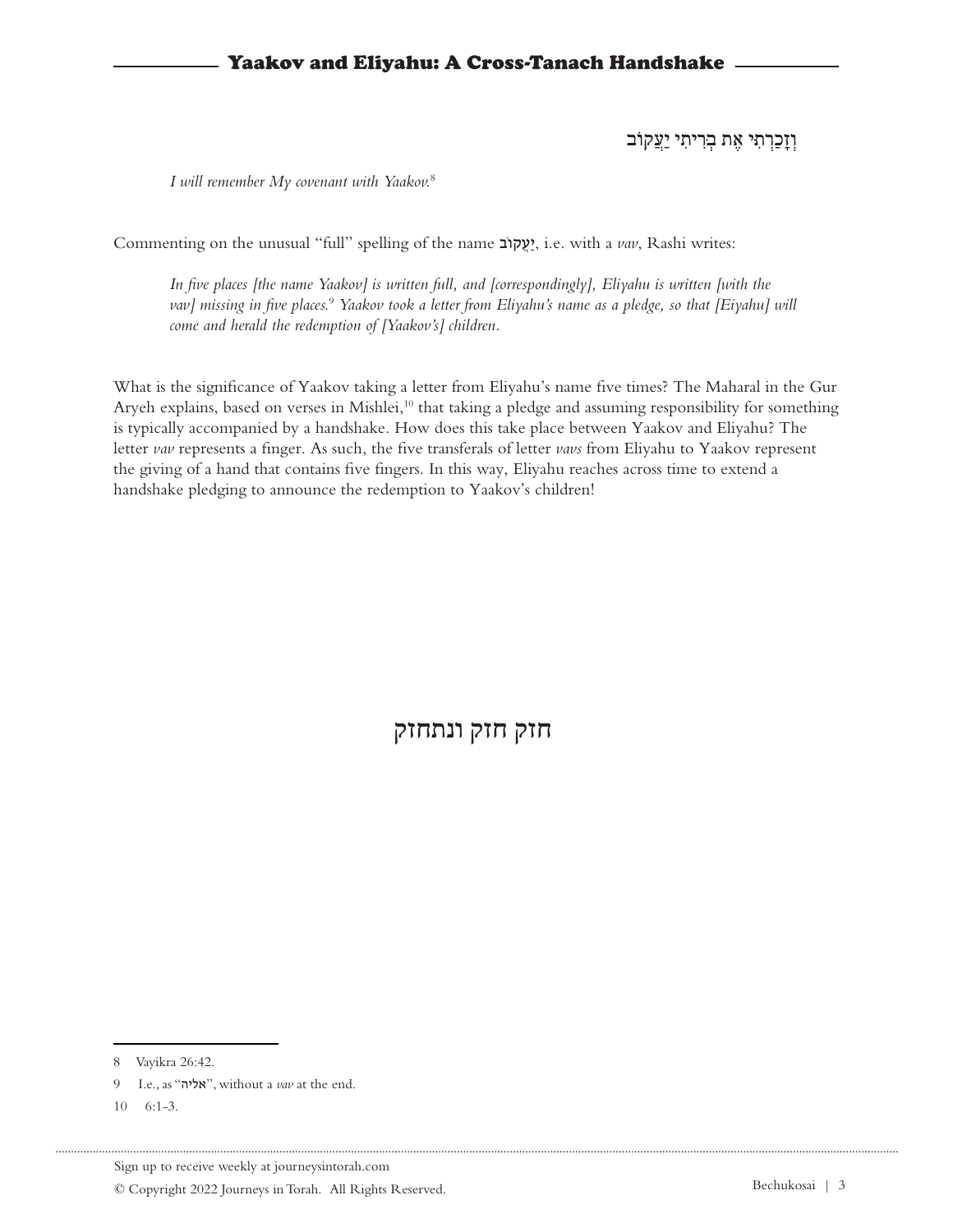וְזָכַרְתִּי אֶת בְּרִיתִי יַעֲקוֹב

*I will remember My covenant with Yaakov.*[8]

Commenting on the unusual "full" spelling of the name **יַעֲקוֹב**, i.e. with a *vav*, Rashi writes:

> *In five places [the name Yaakov] is written full, and [correspondingly], Eliyahu is written [with the vav] missing in five places.*[9] *Yaakov took a letter from Eliyahu's name as a pledge, so that [Eiyahu] will come and herald the redemption of [Yaakov's] children.*

What is the significance of Yaakov taking a letter from Eliyahu's name five times? The Maharal in the Gur Aryeh explains, based on verses in Mishlei,[10] that taking a pledge and assuming responsibility for something is typically accompanied by a handshake. How does this take place between Yaakov and Eliyahu? The letter *vav* represents a finger. As such, the five transferals of letter *vavs* from Eliyahu to Yaakov represent the giving of a hand that contains five fingers. In this way, Eliyahu reaches across time to extend a handshake pledging to announce the redemption to Yaakov's children!

חזק חזק ונתחזק

---

8 Vayikra 26:42.

9 I.e., as "**אליה**", without a *vav* at the end.

10 6:1-3.

Sign up to receive weekly at journeysintorah.com

© Copyright 2022 Journeys in Torah. All Rights Reserved.